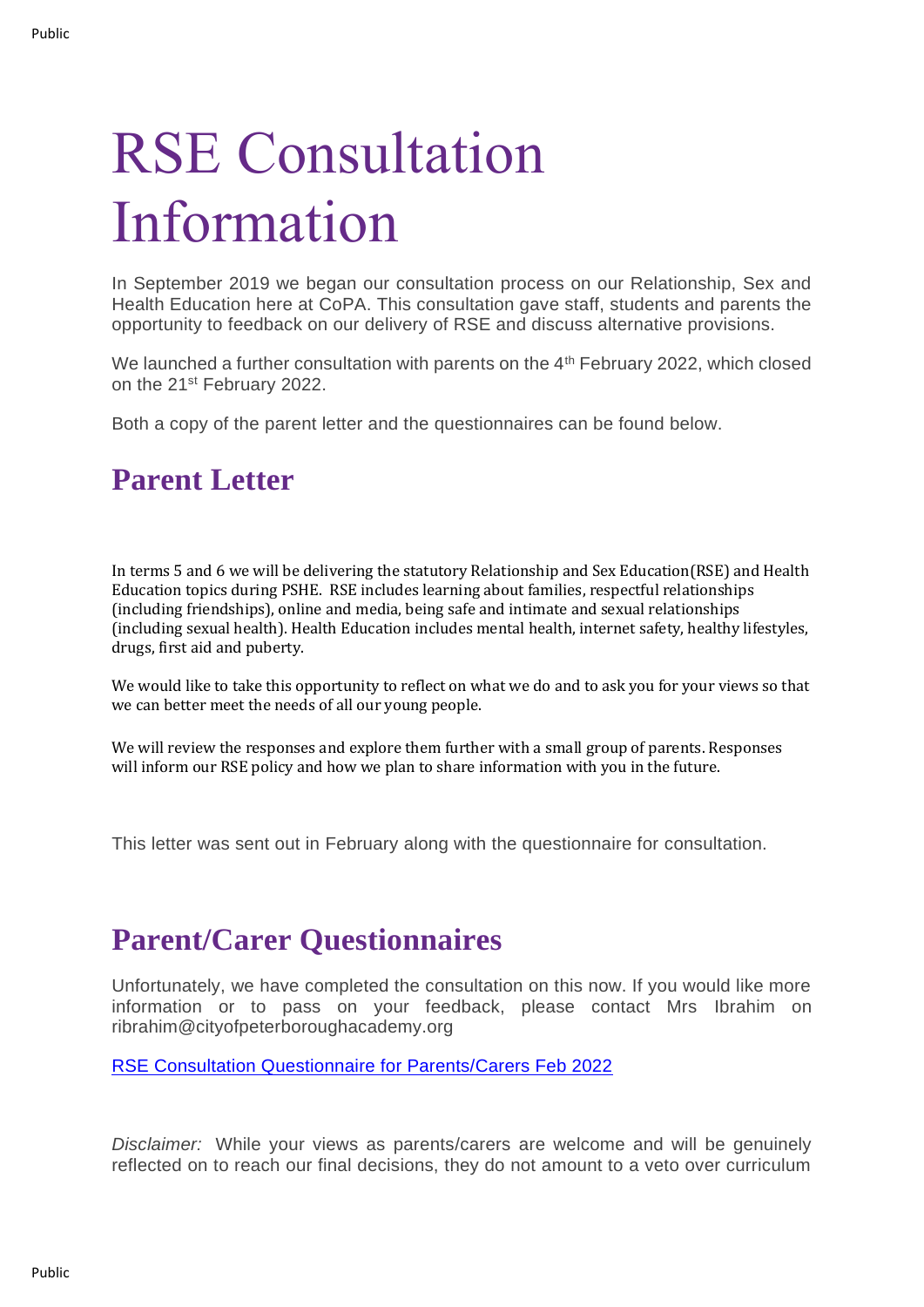# RSE Consultation Information

In September 2019 we began our consultation process on our Relationship, Sex and Health Education here at CoPA. This consultation gave staff, students and parents the opportunity to feedback on our delivery of RSE and discuss alternative provisions.

We launched a further consultation with parents on the 4th February 2022, which closed on the 21st February 2022.

Both a copy of the parent letter and the questionnaires can be found below.

## Parent Letter

In terms 5 and 6 we will be delivering the statutory Relationship and Sex Education(RSE) and Health Education topics during PSHE. RSE includes learning about families, respectful relationships (including friendships), online and media, being safe and intimate and sexual relationships (including sexual health). Health Education includes mental health, internet safety, healthy lifestyles, drugs, first aid and puberty.

We would like to take this opportunity to reflect on what we do and to ask you for your views so that we can better meet the needs of all our young people.

We will review the responses and explore them further with a small group of parents. Responses will inform our RSE policy and how we plan to share information with you in the future.

This letter was sent out in February along with the questionnaire for consultation.

## Parent/Carer Questionnaires

Unfortunately, we have completed the consultation on this now. If you would like more information or to pass on your feedback, please contact Mrs Ibrahim on ribrahim@cityofpeterboroughacademy.org

RSE Consultation Questionnaire for Parents/Carers Feb 2022

*Disclaimer:* While your views as parents/carers are welcome and will be genuinely reflected on to reach our final decisions, they do not amount to a veto over curriculum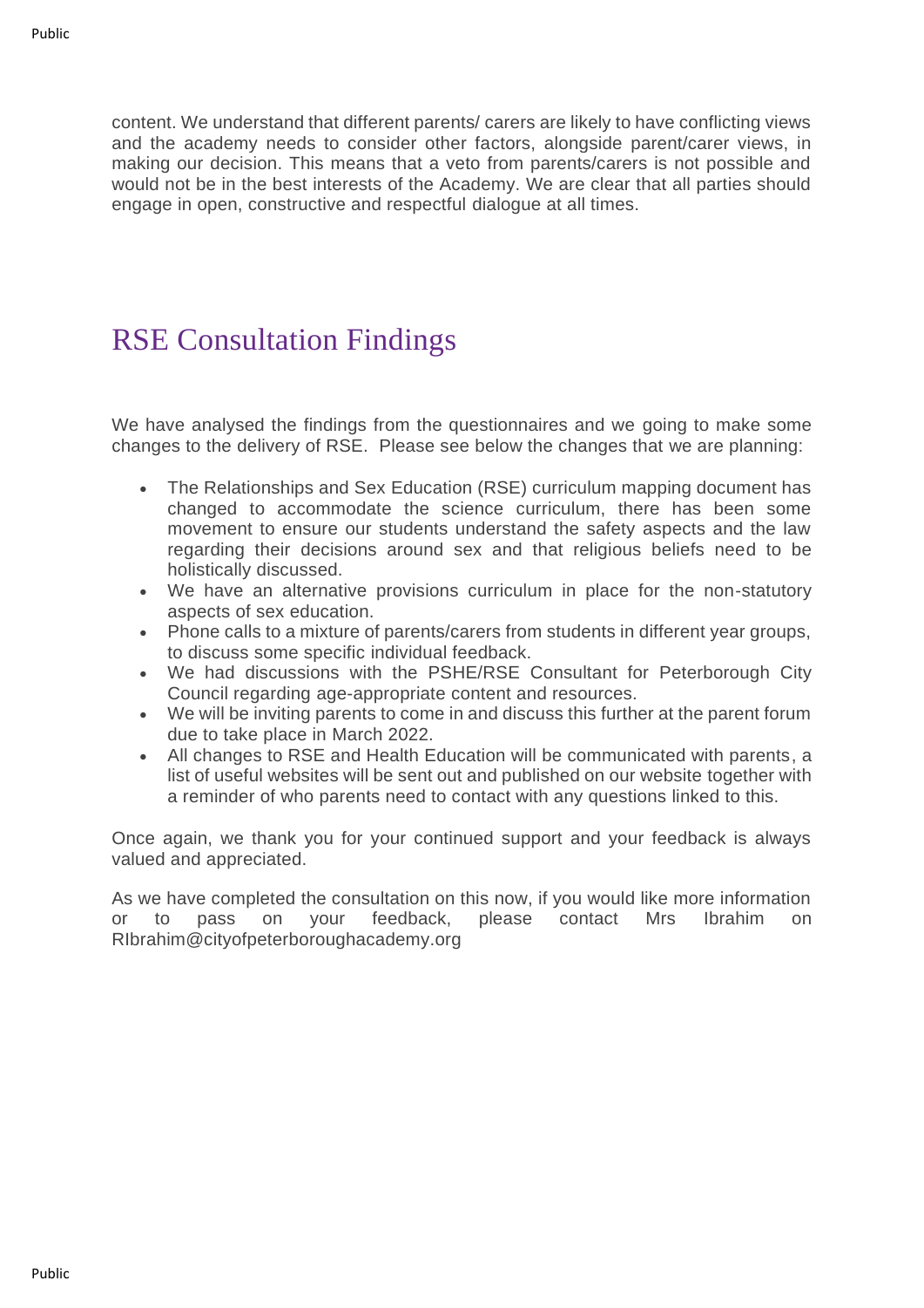content. We understand that different parents/ carers are likely to have conflicting views and the academy needs to consider other factors, alongside parent/carer views, in making our decision. This means that a veto from parents/carers is not possible and would not be in the best interests of the Academy. We are clear that all parties should engage in open, constructive and respectful dialogue at all times.

# RSE Consultation Findings

We have analysed the findings from the questionnaires and we going to make some changes to the delivery of RSE. Please see below the changes that we are planning:

- The Relationships and Sex Education (RSE) curriculum mapping document has changed to accommodate the science curriculum, there has been some movement to ensure our students understand the safety aspects and the law regarding their decisions around sex and that religious beliefs need to be holistically discussed.
- We have an alternative provisions curriculum in place for the non-statutory aspects of sex education.
- Phone calls to a mixture of parents/carers from students in different year groups, to discuss some specific individual feedback.
- We had discussions with the PSHE/RSE Consultant for Peterborough City Council regarding age-appropriate content and resources.
- We will be inviting parents to come in and discuss this further at the parent forum due to take place in March 2022.
- All changes to RSE and Health Education will be communicated with parents, a list of useful websites will be sent out and published on our website together with a reminder of who parents need to contact with any questions linked to this.

Once again, we thank you for your continued support and your feedback is always valued and appreciated.

As we have completed the consultation on this now, if you would like more information or to pass on your feedback, please contact Mrs Ibrahim on RIbrahim@cityofpeterboroughacademy.org